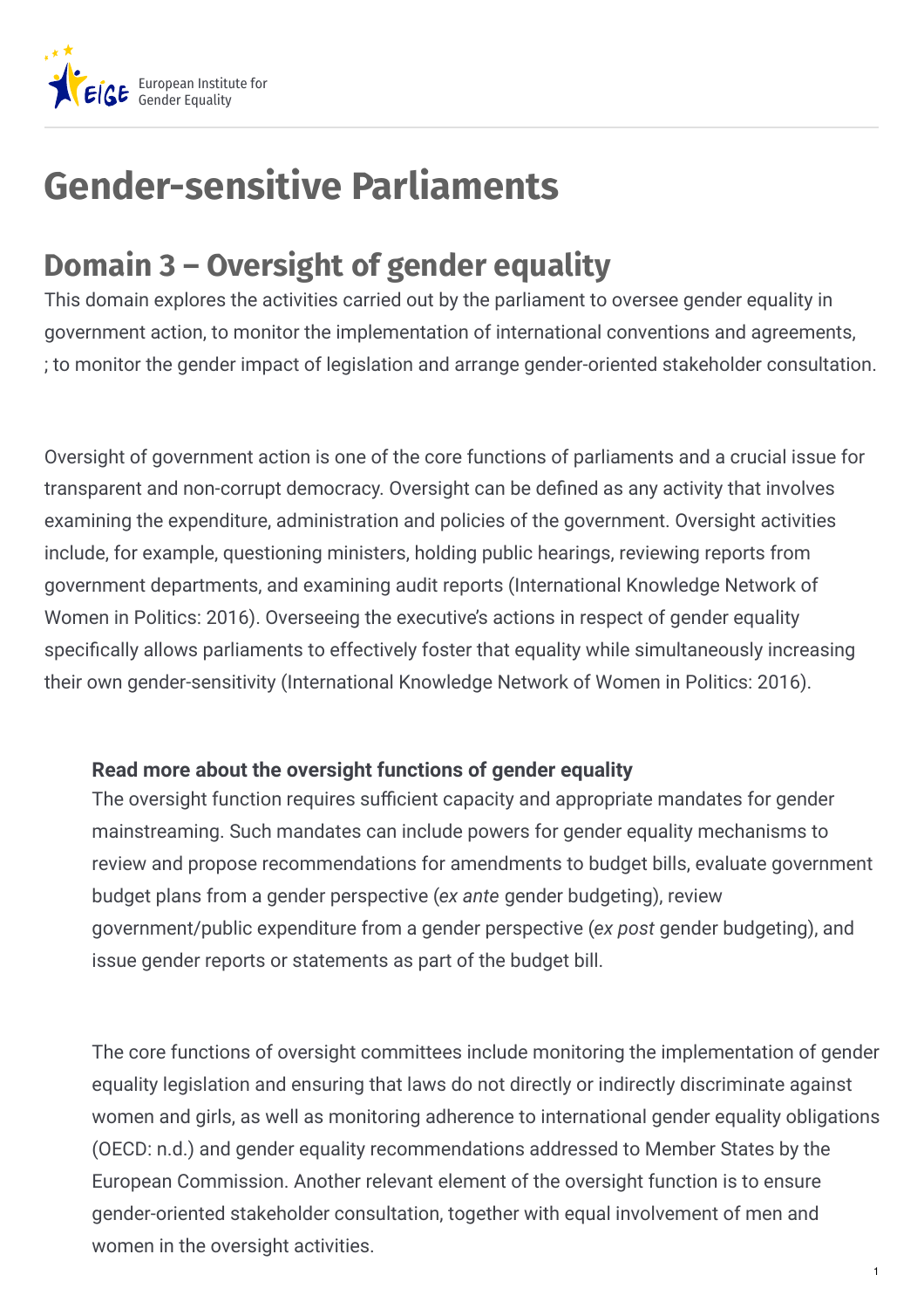# Gender-sensitive Parliaments

## Domain 3 – Oversight of gender equality

This domain explores the activities carried out by the parliament to oversee gender equality in government action, to monitor the implementation of international conventions and agreements, ; to monitor the gender impact of legislation and arrange gender-oriented stakeholder consultation.

Oversight of government action is one of the core functions of parliaments and a crucial issue for transparent and non-corrupt democracy. Oversight can be defined as any activity that involves examining the expenditure, administration and policies of the government. Oversight activities include, for example, questioning ministers, holding public hearings, reviewing reports from government departments, and examining audit reports (International Knowledge Network of Women in Politics: 2016). Overseeing the executive's actions in respect of gender equality specifically allows parliaments to effectively foster that equality while simultaneously increasing their own gender-sensitivity (International Knowledge Network of Women in Politics: 2016).

**Read more about the oversight functions of gender equality**

The oversight function requires sufficient capacity and appropriate mandates for gender mainstreaming. Such mandates can include powers for gender equality mechanisms to review and propose recommendations for amendments to budget bills, evaluate government budget plans from a gender perspective (*ex ante* gender budgeting), review government/public expenditure from a gender perspective (*ex post* gender budgeting), and issue gender reports or statements as part of the budget bill.

The core functions of oversight committees include monitoring the implementation of gender equality legislation and ensuring that laws do not directly or indirectly discriminate against women and girls, as well as monitoring adherence to international gender equality obligations (OECD: n.d.) and gender equality recommendations addressed to Member States by the European Commission. Another relevant element of the oversight function is to ensure gender-oriented stakeholder consultation, together with equal involvement of men and women in the oversight activities.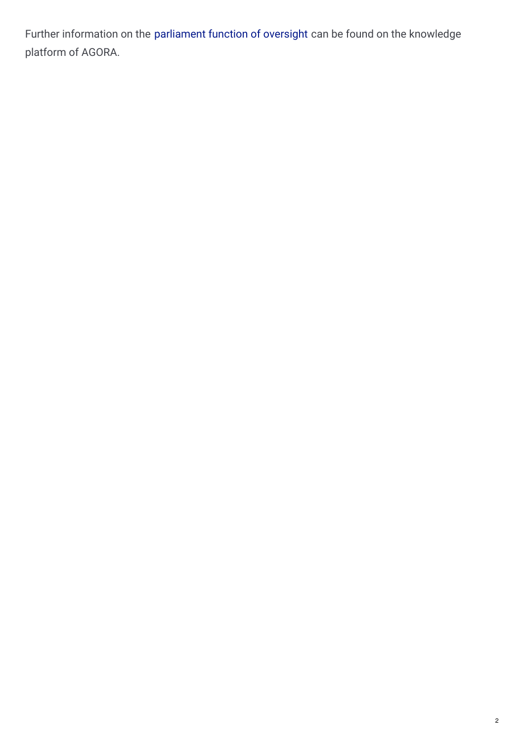Further information on the parliament function of oversight can be found on the knowledge platform of AGORA.